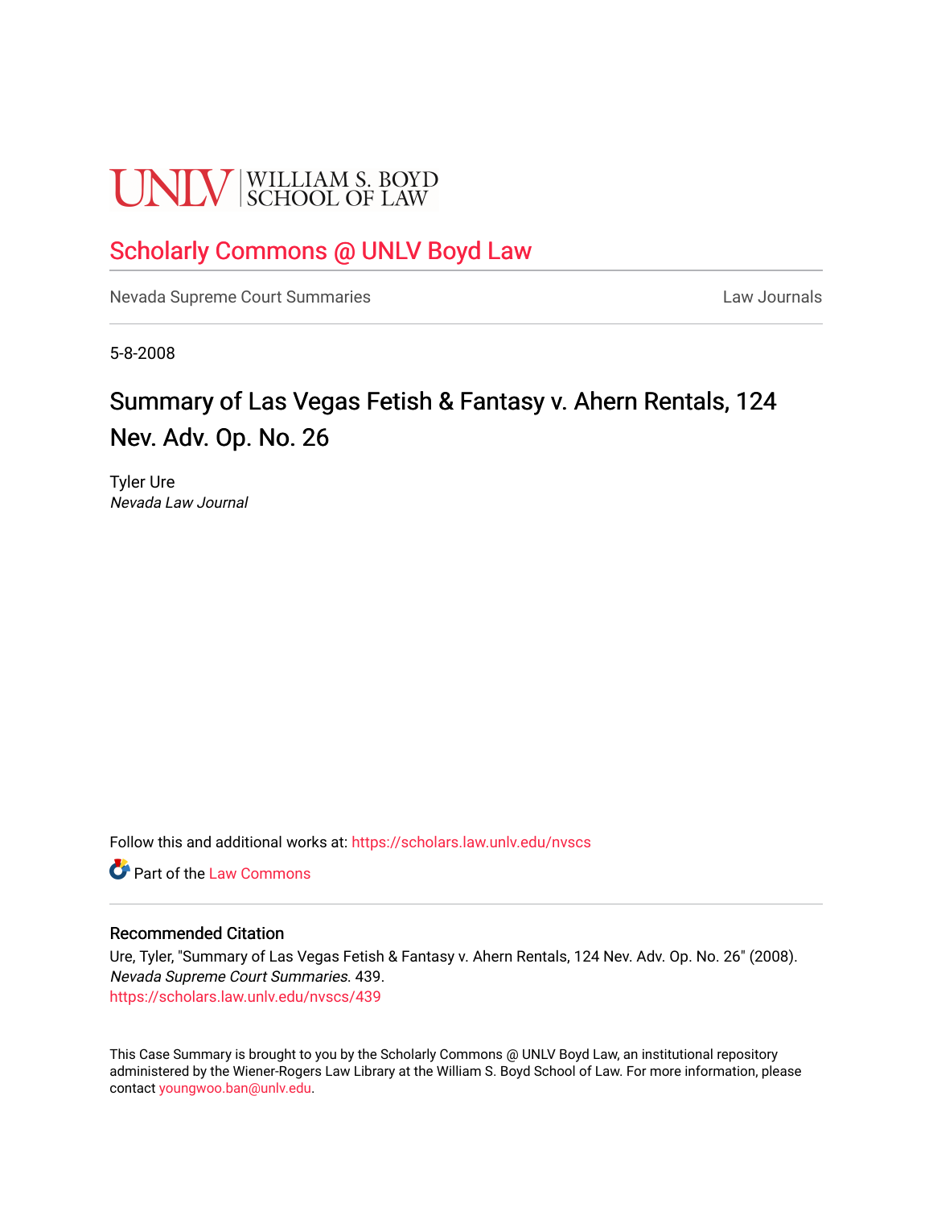UNLV | WILLIAM S. BOYD SCHOOL OF LAW

## Scholarly Commons @ UNLV Boyd Law

Nevada Supreme Court Summaries | Law Journals

5-8-2008

# Summary of Las Vegas Fetish & Fantasy v. Ahern Rentals, 124 Nev. Adv. Op. No. 26

Tyler Ure
*Nevada Law Journal*

Follow this and additional works at: https://scholars.law.unlv.edu/nvscs

Part of the Law Commons

### Recommended Citation

Ure, Tyler, "Summary of Las Vegas Fetish & Fantasy v. Ahern Rentals, 124 Nev. Adv. Op. No. 26" (2008). *Nevada Supreme Court Summaries*. 439.
https://scholars.law.unlv.edu/nvscs/439

This Case Summary is brought to you by the Scholarly Commons @ UNLV Boyd Law, an institutional repository administered by the Wiener-Rogers Law Library at the William S. Boyd School of Law. For more information, please contact youngwoo.ban@unlv.edu.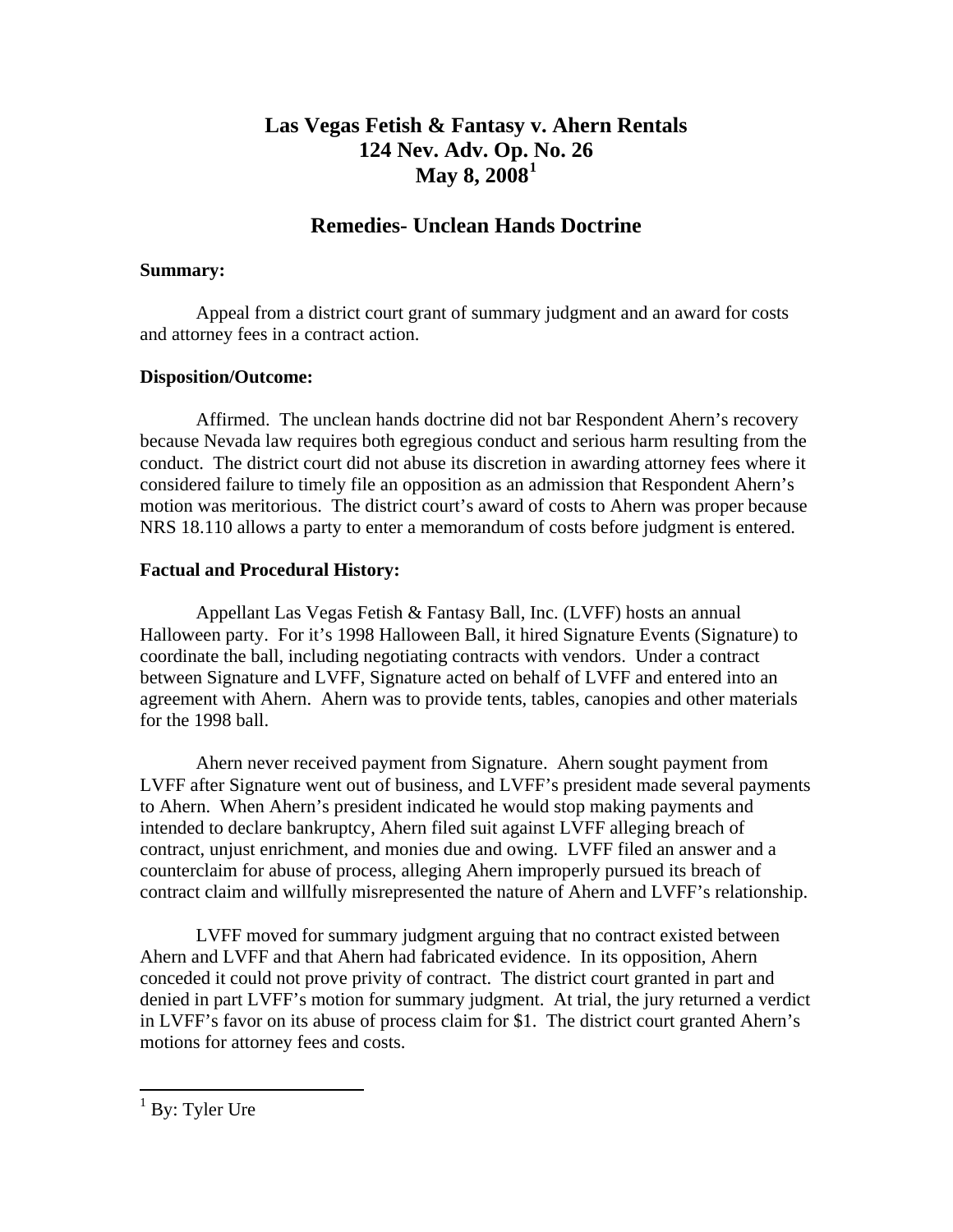# Las Vegas Fetish & Fantasy v. Ahern Rentals
# 124 Nev. Adv. Op. No. 26
# May 8, 2008[1]

## Remedies- Unclean Hands Doctrine

**Summary:**

Appeal from a district court grant of summary judgment and an award for costs and attorney fees in a contract action.

**Disposition/Outcome:**

Affirmed. The unclean hands doctrine did not bar Respondent Ahern's recovery because Nevada law requires both egregious conduct and serious harm resulting from the conduct. The district court did not abuse its discretion in awarding attorney fees where it considered failure to timely file an opposition as an admission that Respondent Ahern's motion was meritorious. The district court's award of costs to Ahern was proper because NRS 18.110 allows a party to enter a memorandum of costs before judgment is entered.

**Factual and Procedural History:**

Appellant Las Vegas Fetish & Fantasy Ball, Inc. (LVFF) hosts an annual Halloween party. For it's 1998 Halloween Ball, it hired Signature Events (Signature) to coordinate the ball, including negotiating contracts with vendors. Under a contract between Signature and LVFF, Signature acted on behalf of LVFF and entered into an agreement with Ahern. Ahern was to provide tents, tables, canopies and other materials for the 1998 ball.

Ahern never received payment from Signature. Ahern sought payment from LVFF after Signature went out of business, and LVFF's president made several payments to Ahern. When Ahern's president indicated he would stop making payments and intended to declare bankruptcy, Ahern filed suit against LVFF alleging breach of contract, unjust enrichment, and monies due and owing. LVFF filed an answer and a counterclaim for abuse of process, alleging Ahern improperly pursued its breach of contract claim and willfully misrepresented the nature of Ahern and LVFF's relationship.

LVFF moved for summary judgment arguing that no contract existed between Ahern and LVFF and that Ahern had fabricated evidence. In its opposition, Ahern conceded it could not prove privity of contract. The district court granted in part and denied in part LVFF's motion for summary judgment. At trial, the jury returned a verdict in LVFF's favor on its abuse of process claim for $1. The district court granted Ahern's motions for attorney fees and costs.

---

[1] By: Tyler Ure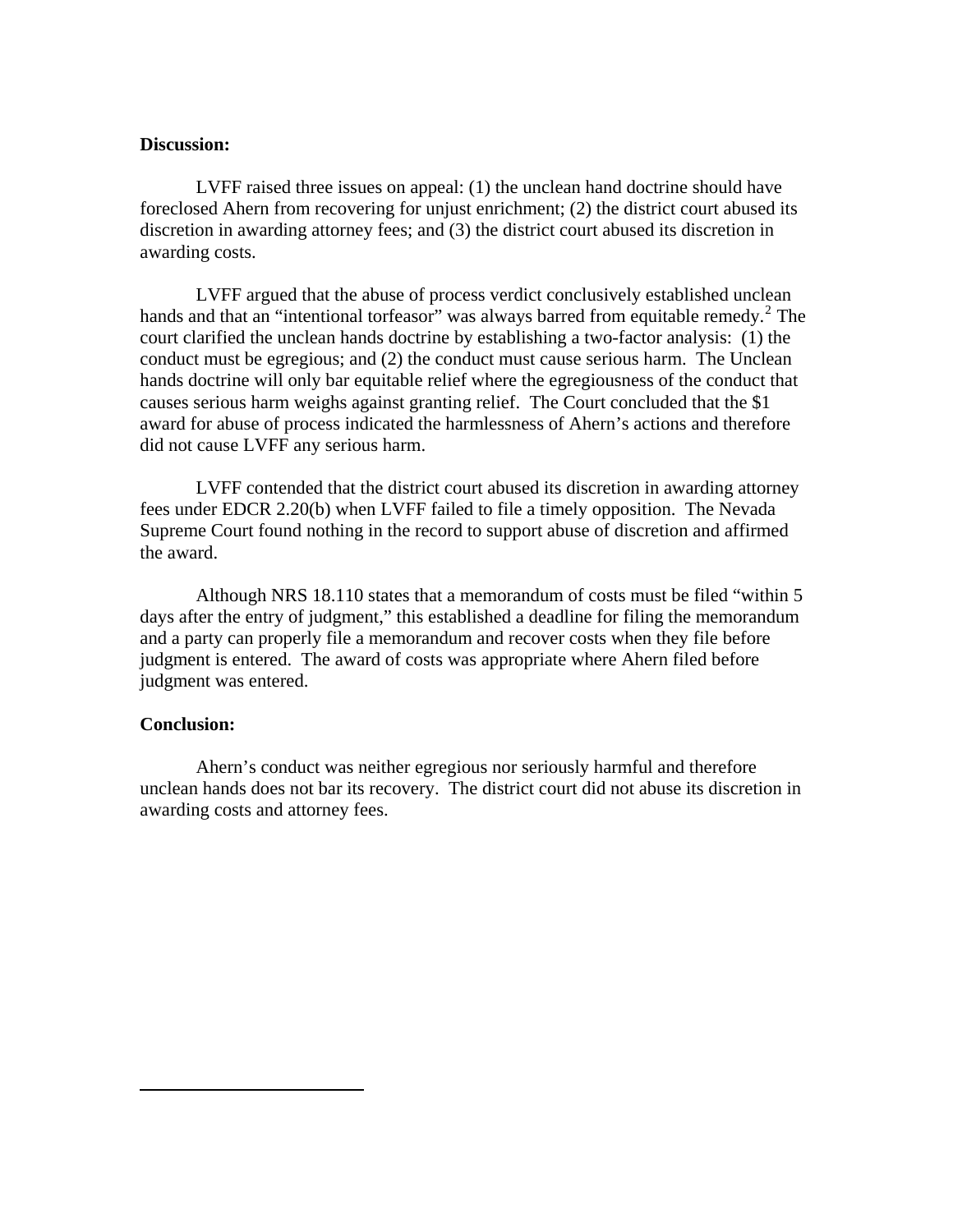**Discussion:**

LVFF raised three issues on appeal: (1) the unclean hand doctrine should have foreclosed Ahern from recovering for unjust enrichment; (2) the district court abused its discretion in awarding attorney fees; and (3) the district court abused its discretion in awarding costs.

LVFF argued that the abuse of process verdict conclusively established unclean hands and that an "intentional torfeasor" was always barred from equitable remedy.[2] The court clarified the unclean hands doctrine by establishing a two-factor analysis: (1) the conduct must be egregious; and (2) the conduct must cause serious harm. The Unclean hands doctrine will only bar equitable relief where the egregiousness of the conduct that causes serious harm weighs against granting relief. The Court concluded that the $1 award for abuse of process indicated the harmlessness of Ahern's actions and therefore did not cause LVFF any serious harm.

LVFF contended that the district court abused its discretion in awarding attorney fees under EDCR 2.20(b) when LVFF failed to file a timely opposition. The Nevada Supreme Court found nothing in the record to support abuse of discretion and affirmed the award.

Although NRS 18.110 states that a memorandum of costs must be filed "within 5 days after the entry of judgment," this established a deadline for filing the memorandum and a party can properly file a memorandum and recover costs when they file before judgment is entered. The award of costs was appropriate where Ahern filed before judgment was entered.

**Conclusion:**

Ahern's conduct was neither egregious nor seriously harmful and therefore unclean hands does not bar its recovery. The district court did not abuse its discretion in awarding costs and attorney fees.